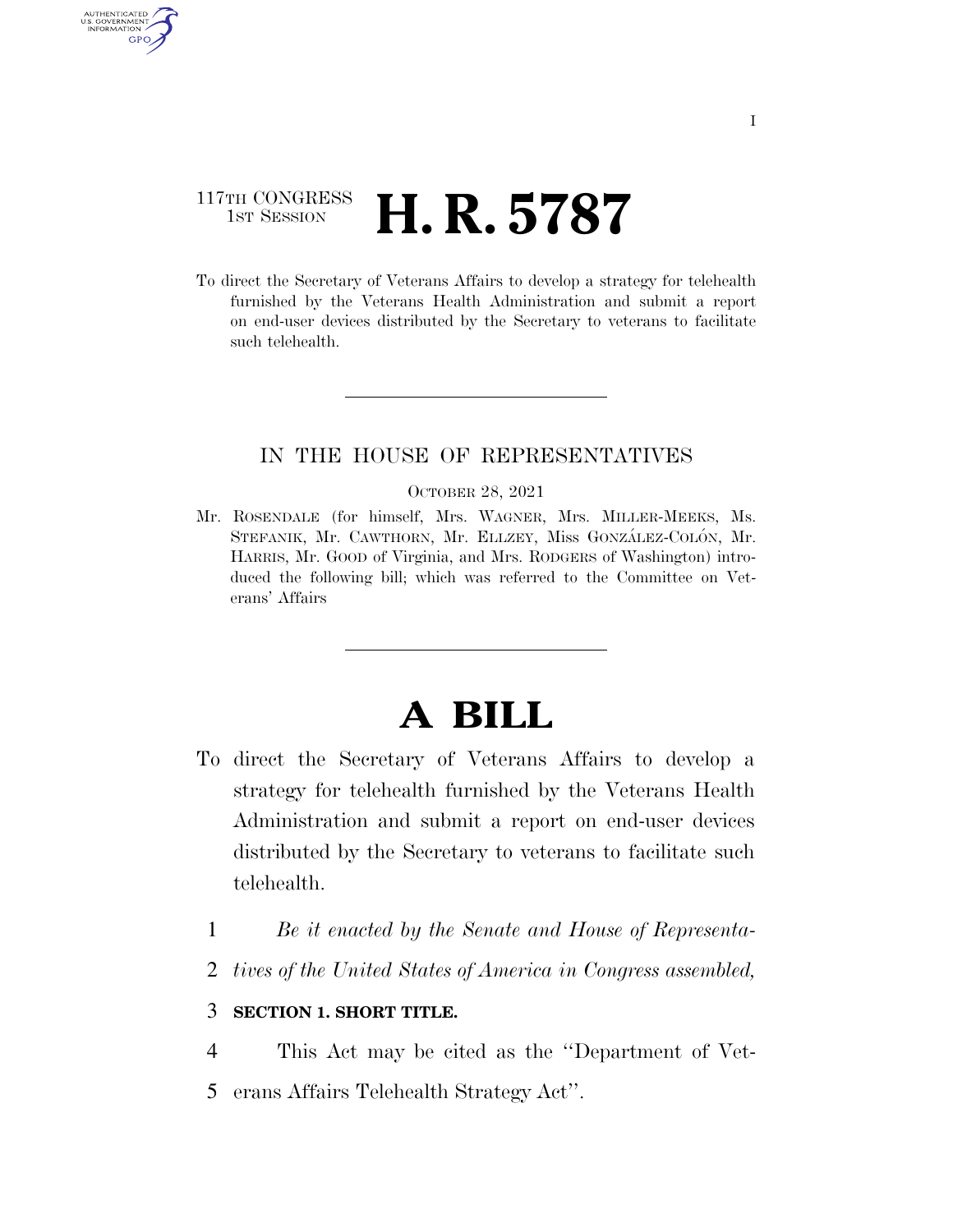117TH CONGRESS
1ST SESSION

# H. R. 5787

To direct the Secretary of Veterans Affairs to develop a strategy for telehealth furnished by the Veterans Health Administration and submit a report on end-user devices distributed by the Secretary to veterans to facilitate such telehealth.

IN THE HOUSE OF REPRESENTATIVES

OCTOBER 28, 2021

Mr. ROSENDALE (for himself, Mrs. WAGNER, Mrs. MILLER-MEEKS, Ms. STEFANIK, Mr. CAWTHORN, Mr. ELLZEY, Miss GONZÁLEZ-COLÓN, Mr. HARRIS, Mr. GOOD of Virginia, and Mrs. RODGERS of Washington) introduced the following bill; which was referred to the Committee on Veterans' Affairs

# A BILL

To direct the Secretary of Veterans Affairs to develop a strategy for telehealth furnished by the Veterans Health Administration and submit a report on end-user devices distributed by the Secretary to veterans to facilitate such telehealth.

1 *Be it enacted by the Senate and House of Representa-*
2 *tives of the United States of America in Congress assembled,*

3 **SECTION 1. SHORT TITLE.**

4 This Act may be cited as the ''Department of Vet-
5 erans Affairs Telehealth Strategy Act''.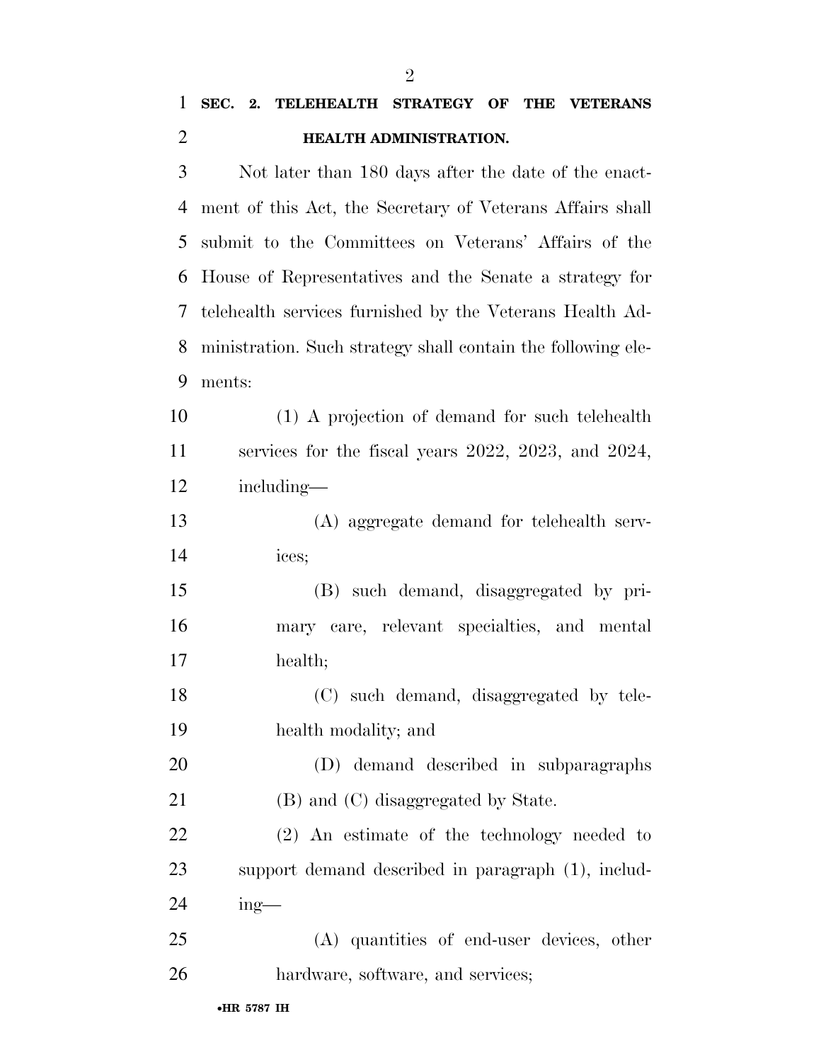## SEC. 2. TELEHEALTH STRATEGY OF THE VETERANS HEALTH ADMINISTRATION.

Not later than 180 days after the date of the enactment of this Act, the Secretary of Veterans Affairs shall submit to the Committees on Veterans' Affairs of the House of Representatives and the Senate a strategy for telehealth services furnished by the Veterans Health Administration. Such strategy shall contain the following elements:

(1) A projection of demand for such telehealth services for the fiscal years 2022, 2023, and 2024, including—

(A) aggregate demand for telehealth services;

(B) such demand, disaggregated by primary care, relevant specialties, and mental health;

(C) such demand, disaggregated by telehealth modality; and

(D) demand described in subparagraphs (B) and (C) disaggregated by State.

(2) An estimate of the technology needed to support demand described in paragraph (1), including—

(A) quantities of end-user devices, other hardware, software, and services;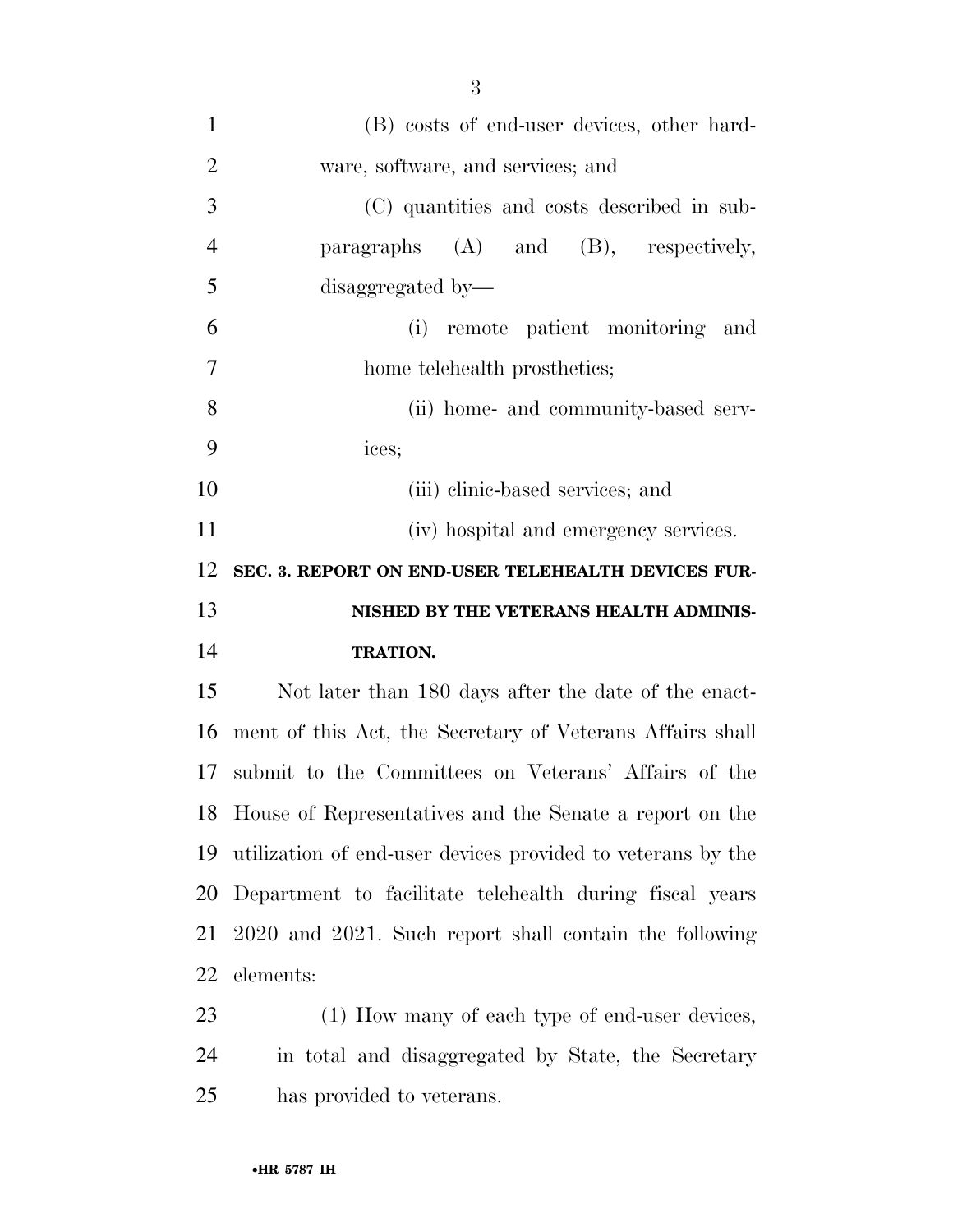(B) costs of end-user devices, other hardware, software, and services; and

(C) quantities and costs described in subparagraphs (A) and (B), respectively, disaggregated by—

(i) remote patient monitoring and home telehealth prosthetics;

(ii) home- and community-based services;

(iii) clinic-based services; and

(iv) hospital and emergency services.

**SEC. 3. REPORT ON END-USER TELEHEALTH DEVICES FURNISHED BY THE VETERANS HEALTH ADMINISTRATION.**

Not later than 180 days after the date of the enactment of this Act, the Secretary of Veterans Affairs shall submit to the Committees on Veterans' Affairs of the House of Representatives and the Senate a report on the utilization of end-user devices provided to veterans by the Department to facilitate telehealth during fiscal years 2020 and 2021. Such report shall contain the following elements:

(1) How many of each type of end-user devices, in total and disaggregated by State, the Secretary has provided to veterans.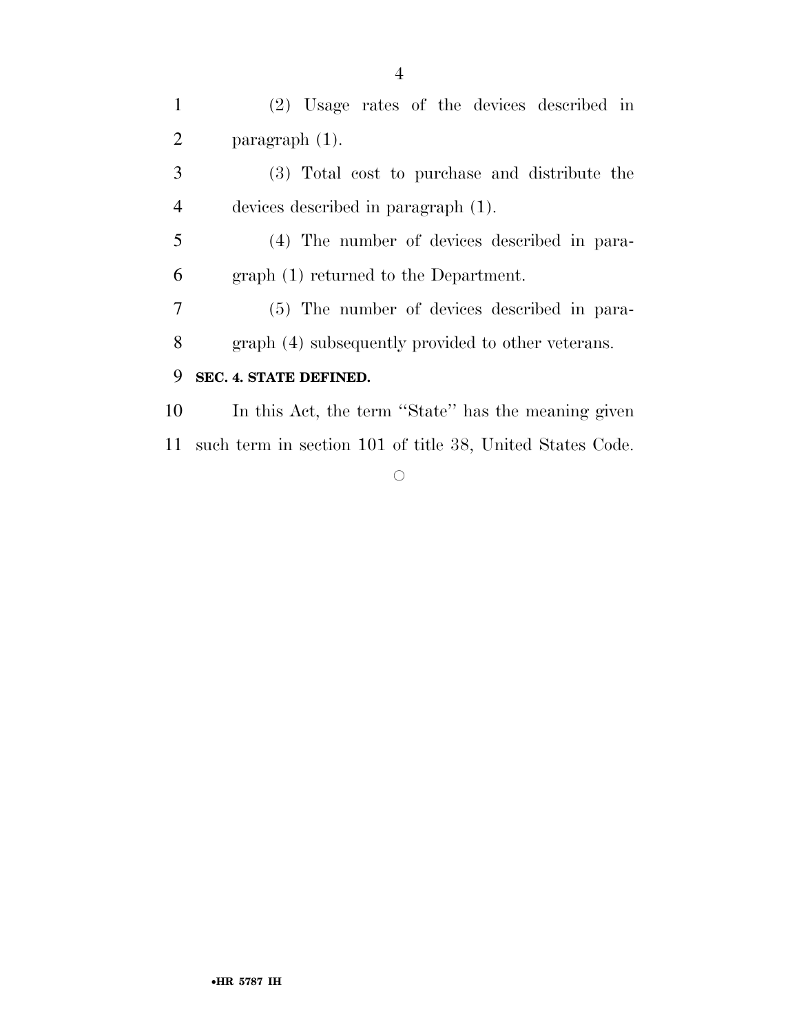(2) Usage rates of the devices described in paragraph (1).

(3) Total cost to purchase and distribute the devices described in paragraph (1).

(4) The number of devices described in paragraph (1) returned to the Department.

(5) The number of devices described in paragraph (4) subsequently provided to other veterans.

**SEC. 4. STATE DEFINED.**

In this Act, the term "State" has the meaning given such term in section 101 of title 38, United States Code.